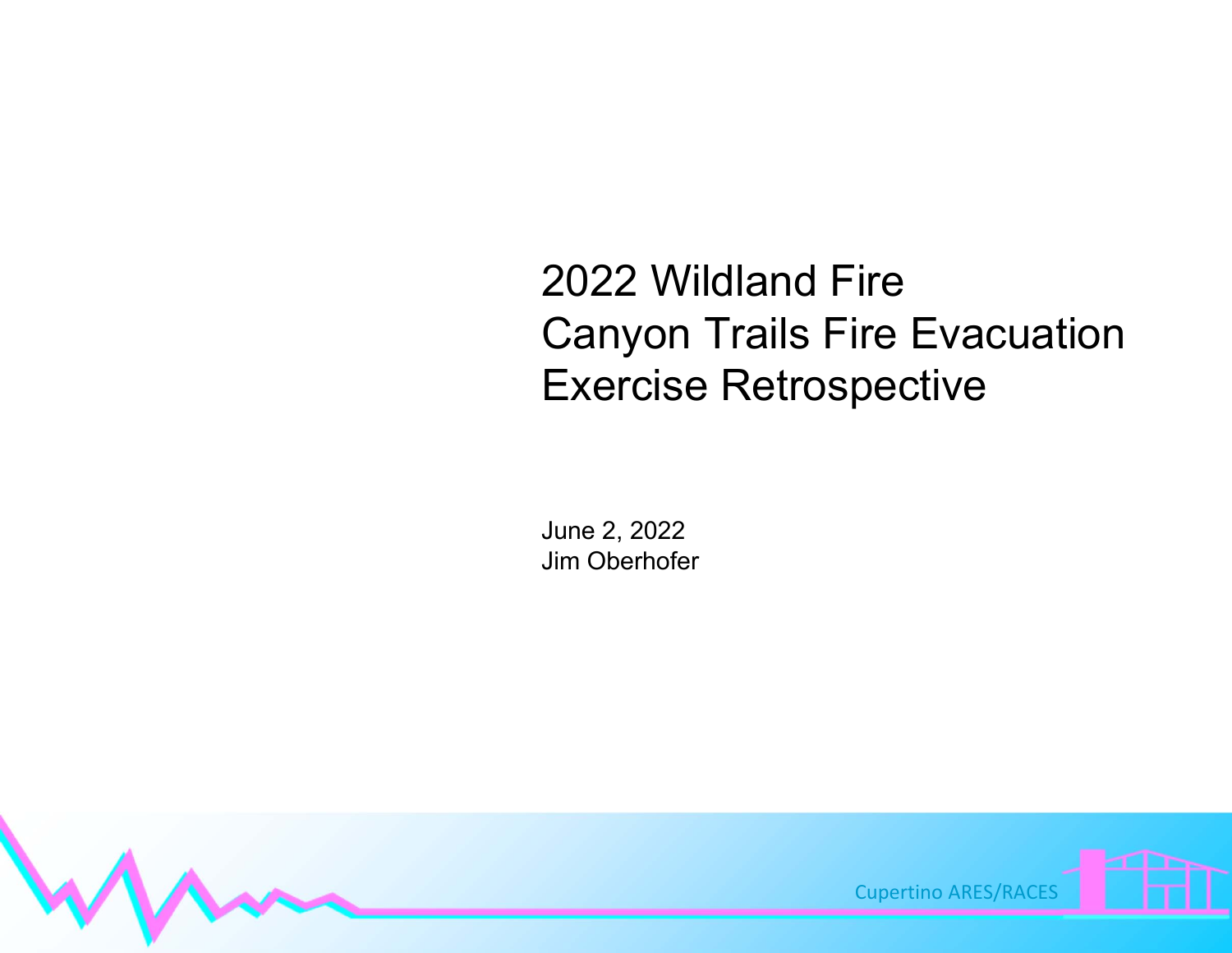# 2022 Wildland Fire Canyon Trails Fire Evacuation Exercise Retrospective

June 2, 2022
Jim Oberhofer

Cupertino ARES/RACES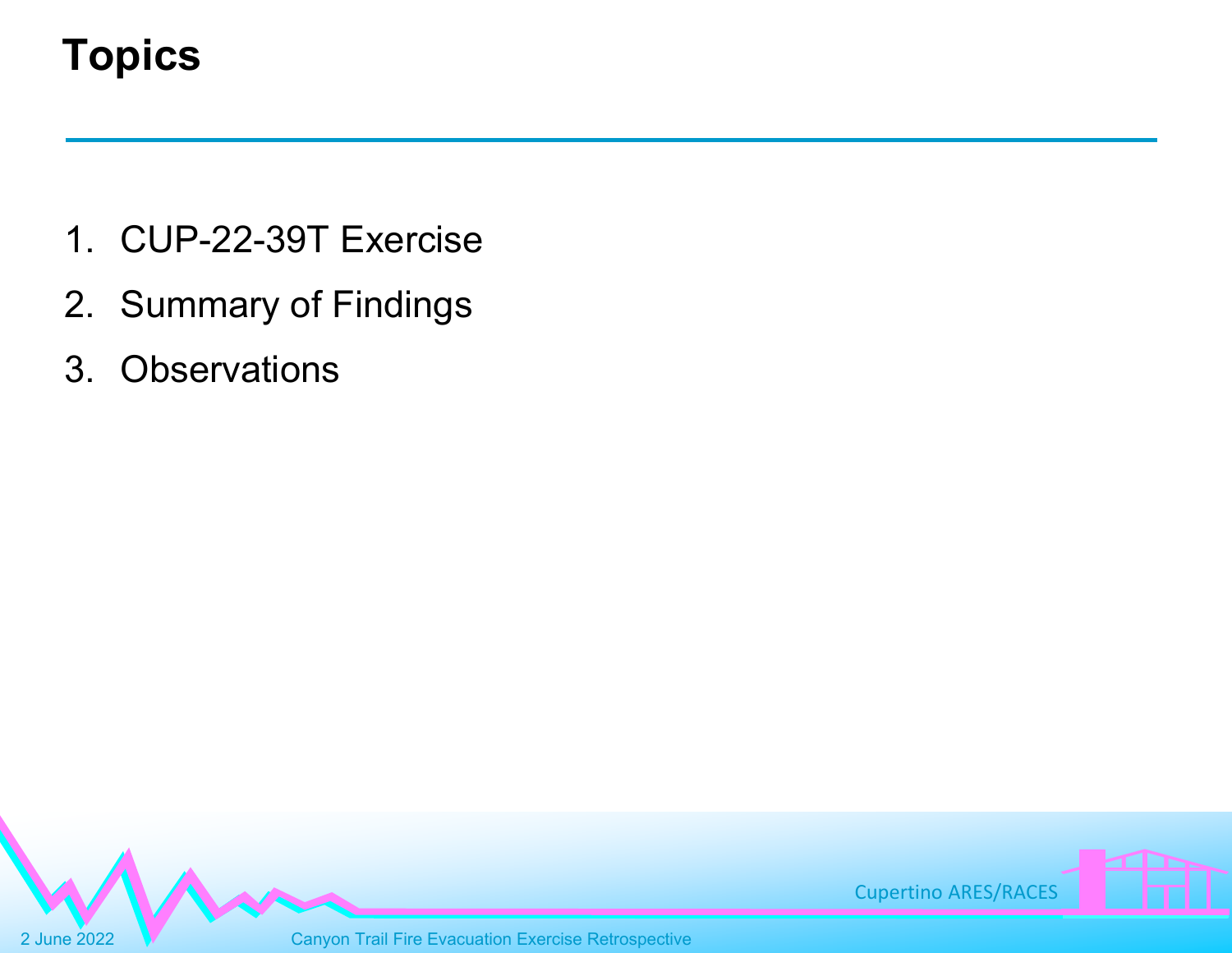# Topics

1. CUP-22-39T Exercise
2. Summary of Findings
3. Observations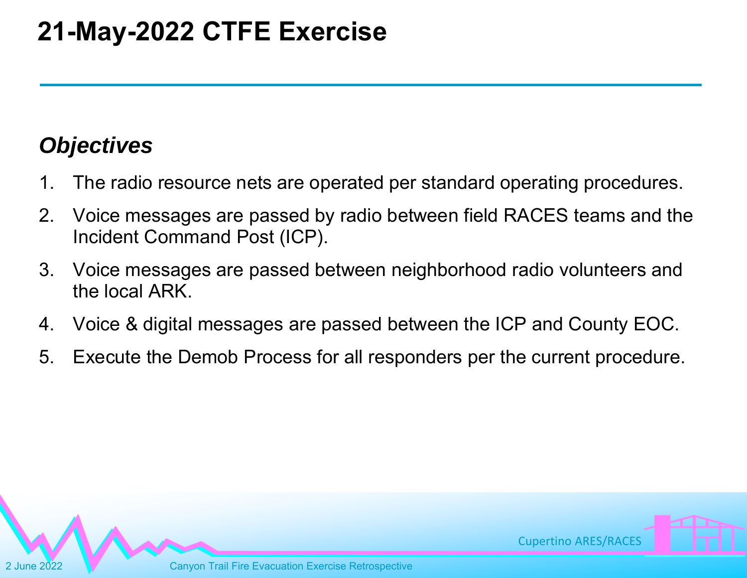# 21-May-2022 CTFE Exercise

### *Objectives*

1. The radio resource nets are operated per standard operating procedures.
2. Voice messages are passed by radio between field RACES teams and the Incident Command Post (ICP).
3. Voice messages are passed between neighborhood radio volunteers and the local ARK.
4. Voice & digital messages are passed between the ICP and County EOC.
5. Execute the Demob Process for all responders per the current procedure.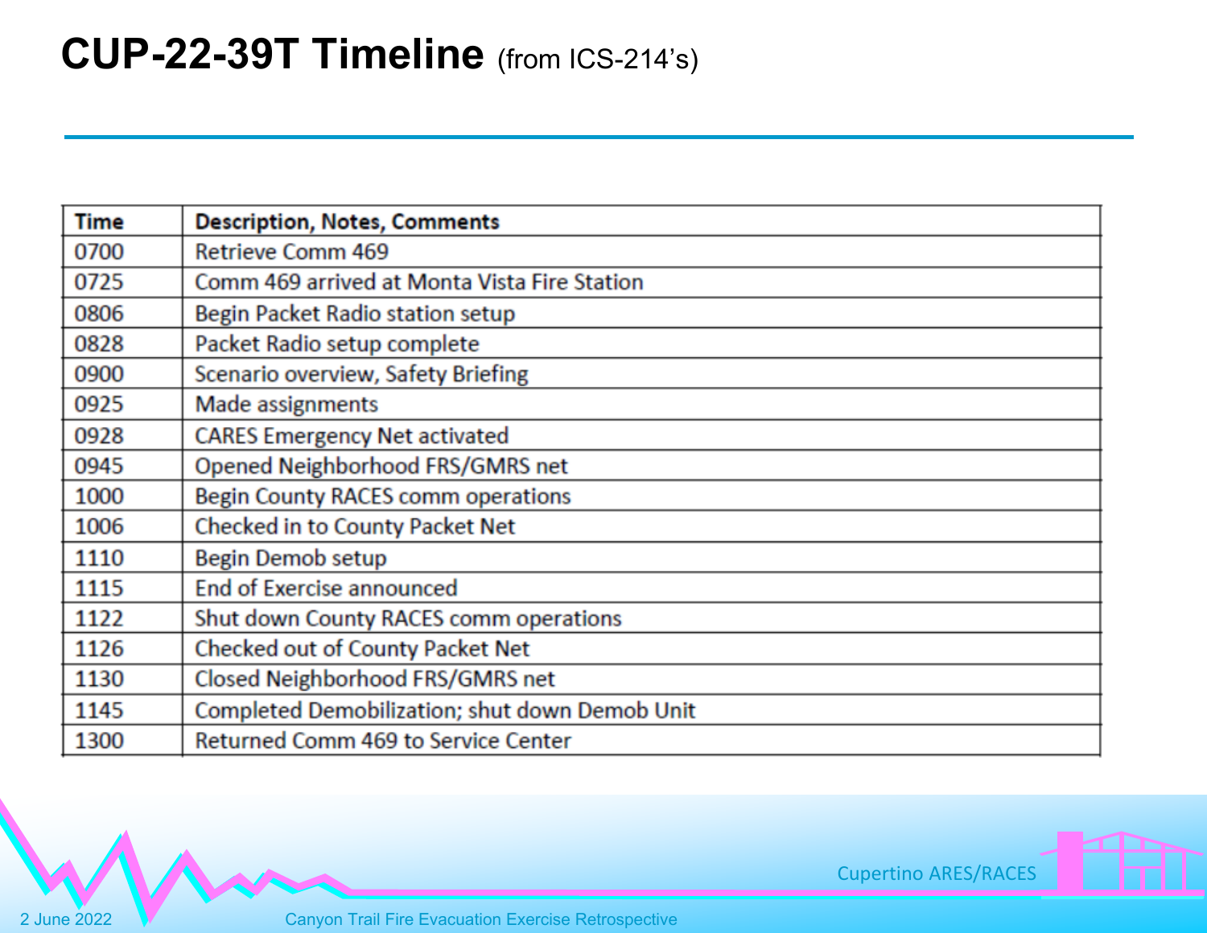# CUP-22-39T Timeline (from ICS-214's)

| Time | Description, Notes, Comments |
|---|---|
| 0700 | Retrieve Comm 469 |
| 0725 | Comm 469 arrived at Monta Vista Fire Station |
| 0806 | Begin Packet Radio station setup |
| 0828 | Packet Radio setup complete |
| 0900 | Scenario overview, Safety Briefing |
| 0925 | Made assignments |
| 0928 | CARES Emergency Net activated |
| 0945 | Opened Neighborhood FRS/GMRS net |
| 1000 | Begin County RACES comm operations |
| 1006 | Checked in to County Packet Net |
| 1110 | Begin Demob setup |
| 1115 | End of Exercise announced |
| 1122 | Shut down County RACES comm operations |
| 1126 | Checked out of County Packet Net |
| 1130 | Closed Neighborhood FRS/GMRS net |
| 1145 | Completed Demobilization; shut down Demob Unit |
| 1300 | Returned Comm 469 to Service Center |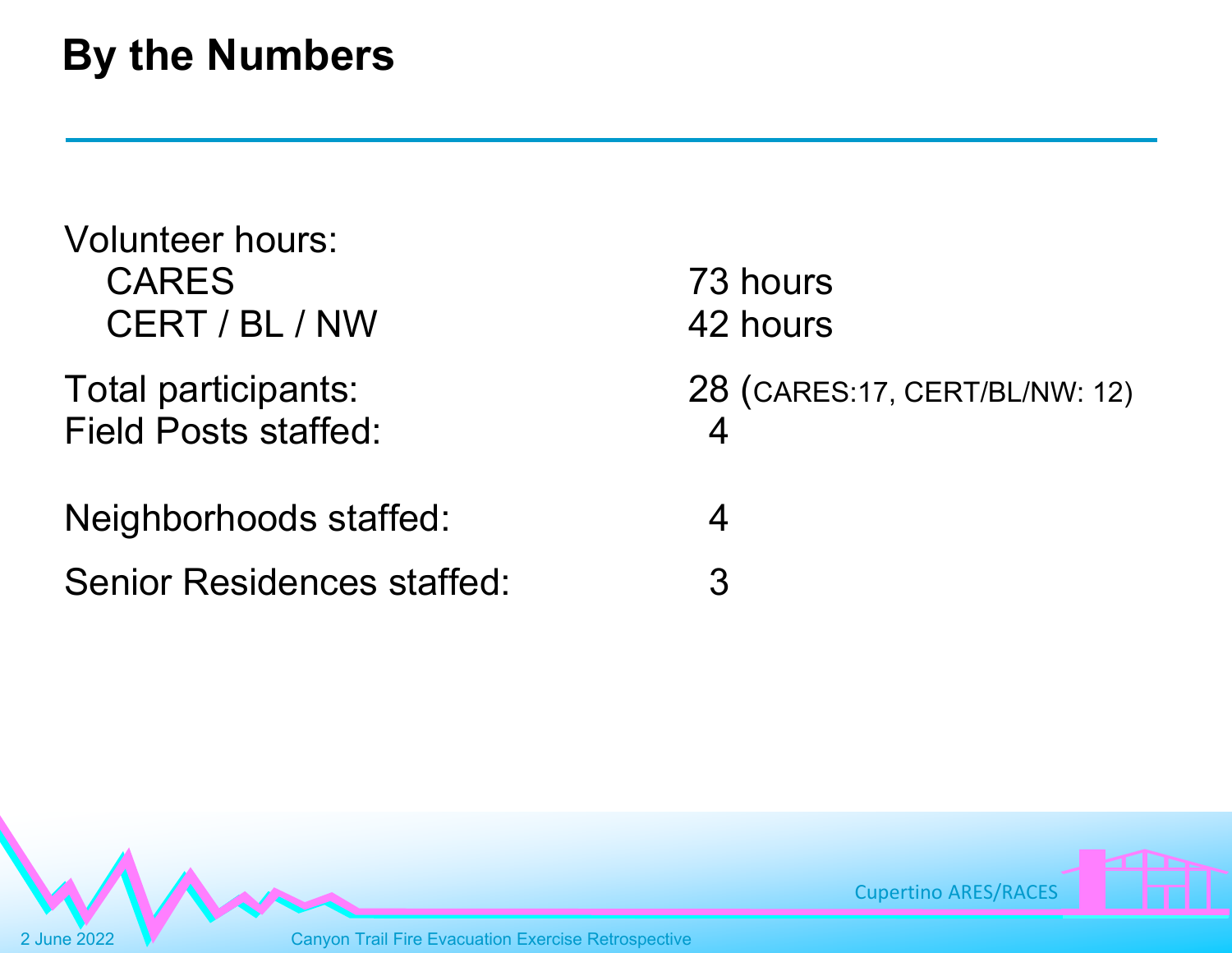# By the Numbers

| | |
|---|---|
| Volunteer hours: | |
| CARES | 73 hours |
| CERT / BL / NW | 42 hours |
| Total participants: | 28 (CARES:17, CERT/BL/NW: 12) |
| Field Posts staffed: | 4 |
| Neighborhoods staffed: | 4 |
| Senior Residences staffed: | 3 |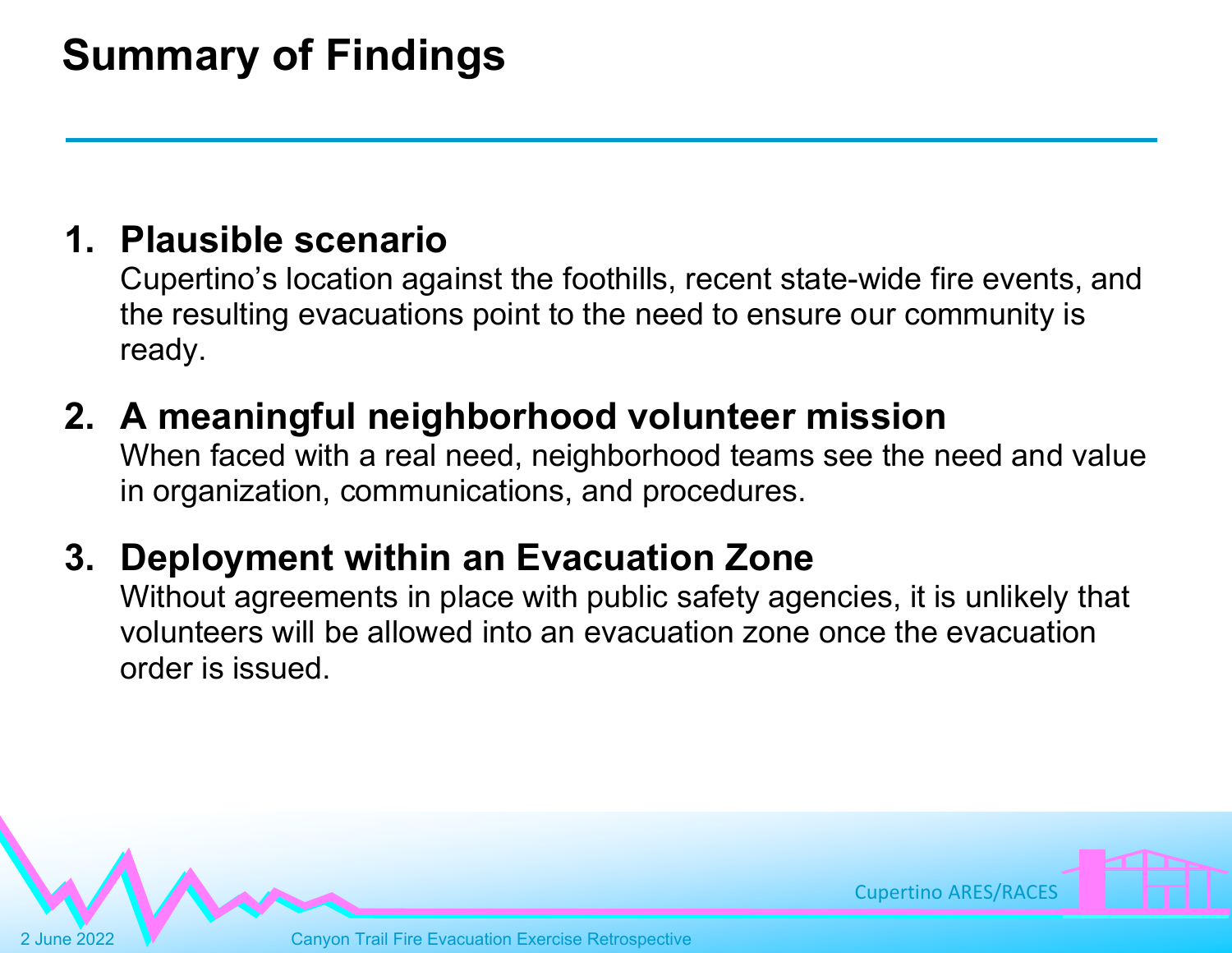# Summary of Findings

1. **Plausible scenario**
   Cupertino's location against the foothills, recent state-wide fire events, and the resulting evacuations point to the need to ensure our community is ready.

2. **A meaningful neighborhood volunteer mission**
   When faced with a real need, neighborhood teams see the need and value in organization, communications, and procedures.

3. **Deployment within an Evacuation Zone**
   Without agreements in place with public safety agencies, it is unlikely that volunteers will be allowed into an evacuation zone once the evacuation order is issued.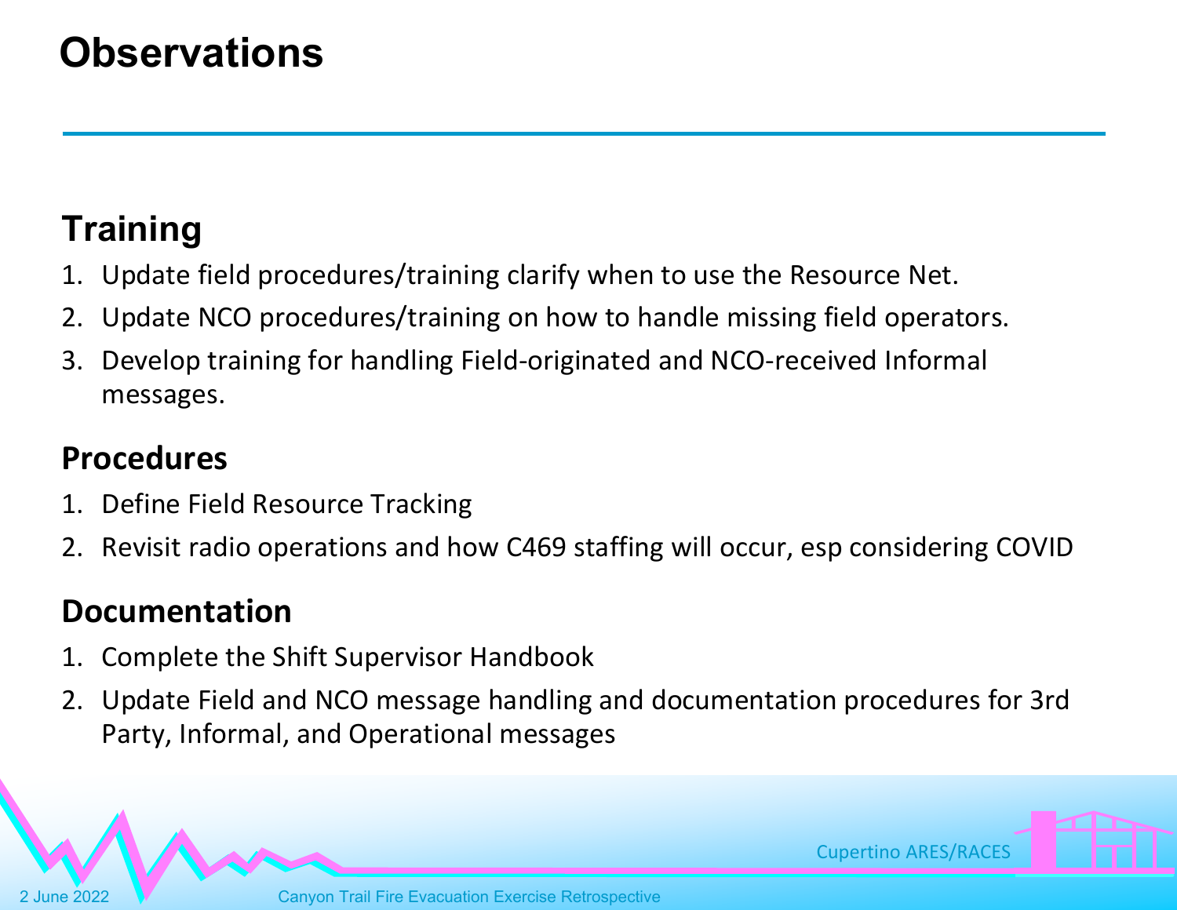# Observations

## Training

1. Update field procedures/training clarify when to use the Resource Net.
2. Update NCO procedures/training on how to handle missing field operators.
3. Develop training for handling Field-originated and NCO-received Informal messages.

## Procedures

1. Define Field Resource Tracking
2. Revisit radio operations and how C469 staffing will occur, esp considering COVID

## Documentation

1. Complete the Shift Supervisor Handbook
2. Update Field and NCO message handling and documentation procedures for 3rd Party, Informal, and Operational messages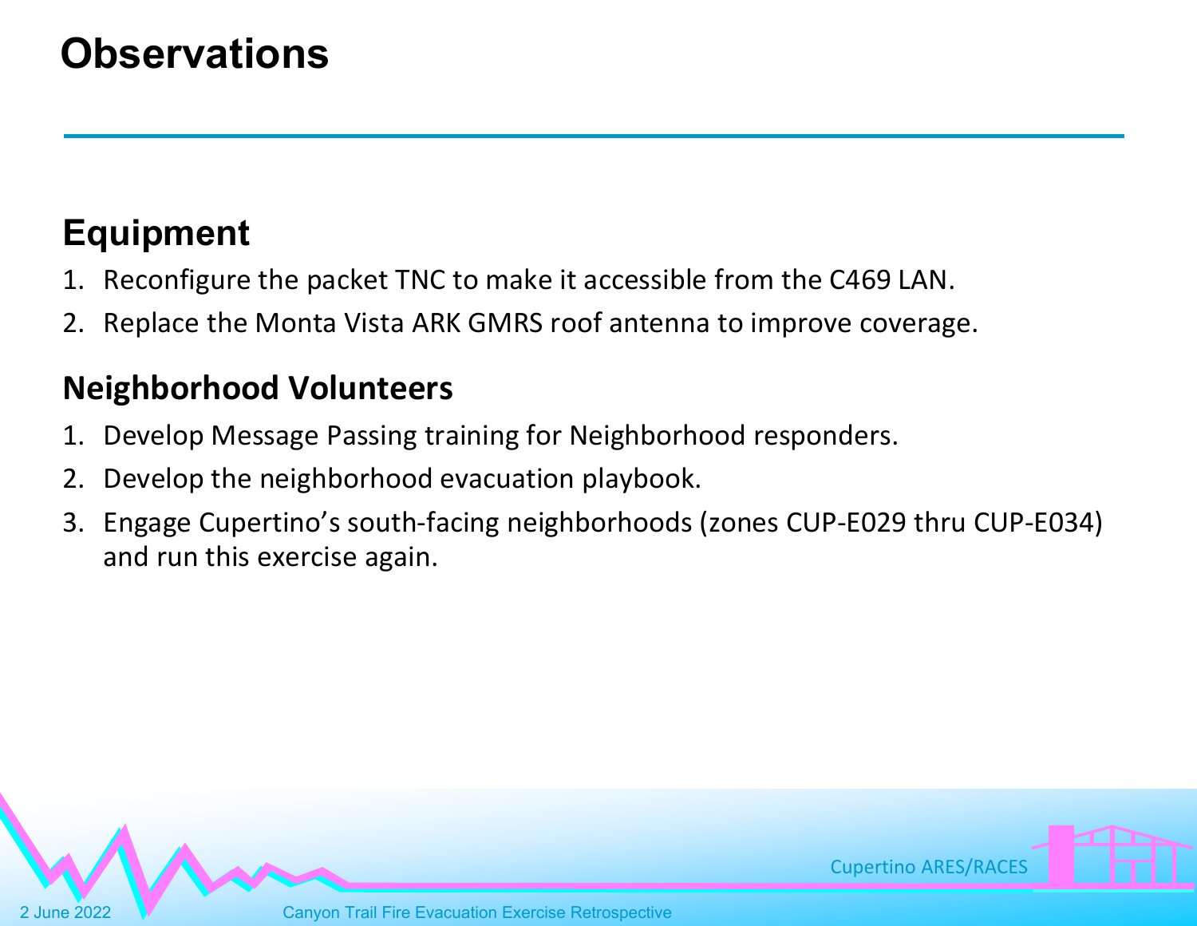# Observations

## Equipment

1. Reconfigure the packet TNC to make it accessible from the C469 LAN.
2. Replace the Monta Vista ARK GMRS roof antenna to improve coverage.

## Neighborhood Volunteers

1. Develop Message Passing training for Neighborhood responders.
2. Develop the neighborhood evacuation playbook.
3. Engage Cupertino's south-facing neighborhoods (zones CUP-E029 thru CUP-E034) and run this exercise again.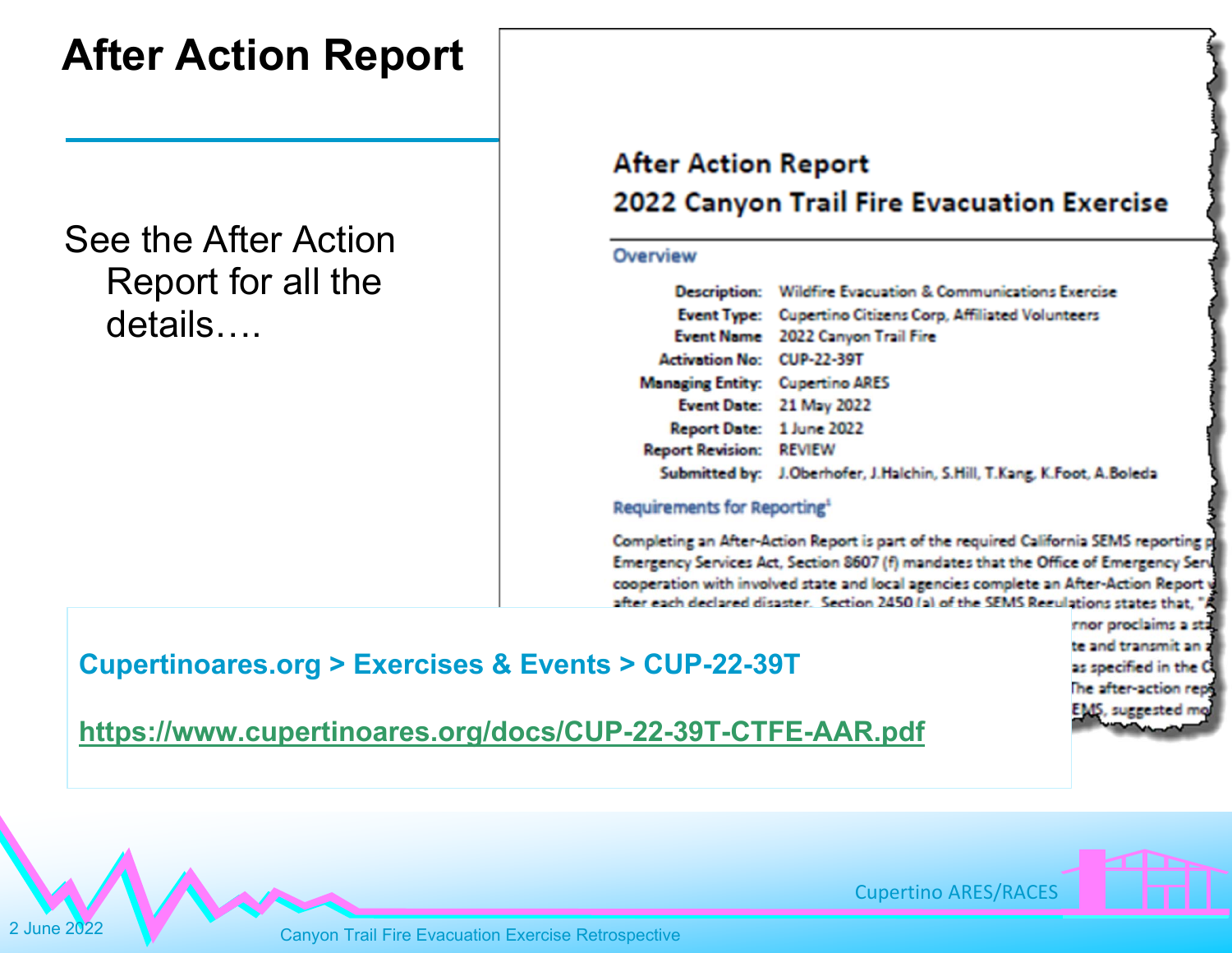# After Action Report

See the After Action Report for all the details….

## After Action Report
### 2022 Canyon Trail Fire Evacuation Exercise

**Overview**

| | |
|---|---|
| **Description:** | Wildfire Evacuation & Communications Exercise |
| **Event Type:** | Cupertino Citizens Corp, Affiliated Volunteers |
| **Event Name** | 2022 Canyon Trail Fire |
| **Activation No:** | CUP-22-39T |
| **Managing Entity:** | Cupertino ARES |
| **Event Date:** | 21 May 2022 |
| **Report Date:** | 1 June 2022 |
| **Report Revision:** | REVIEW |
| **Submitted by:** | J.Oberhofer, J.Halchin, S.Hill, T.Kang, K.Foot, A.Boleda |

**Requirements for Reporting**[1]

Completing an After-Action Report is part of the required California SEMS reporting p Emergency Services Act, Section 8607 (f) mandates that the Office of Emergency Serv cooperation with involved state and local agencies complete an After-Action Report w after each declared disaster. Section 2450 (a) of the SEMS Regulations states that, "A ...rnor proclaims a sta ...te and transmit an a ...as specified in the C ...The after-action rep ...EMS, suggested mo

**Cupertinoares.org > Exercises & Events > CUP-22-39T**

https://www.cupertinoares.org/docs/CUP-22-39T-CTFE-AAR.pdf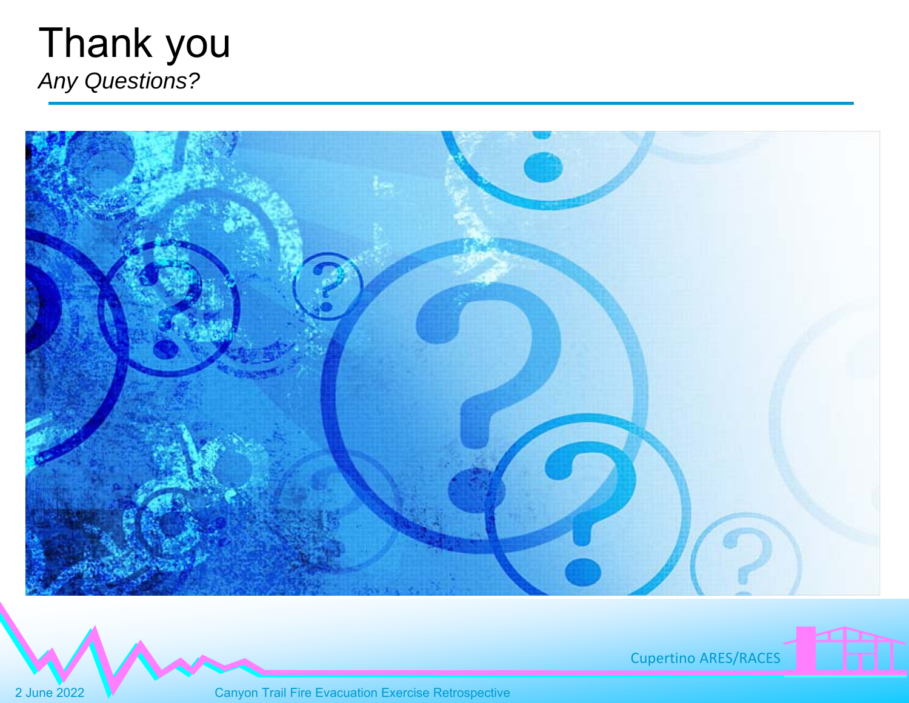# Thank you

*Any Questions?*